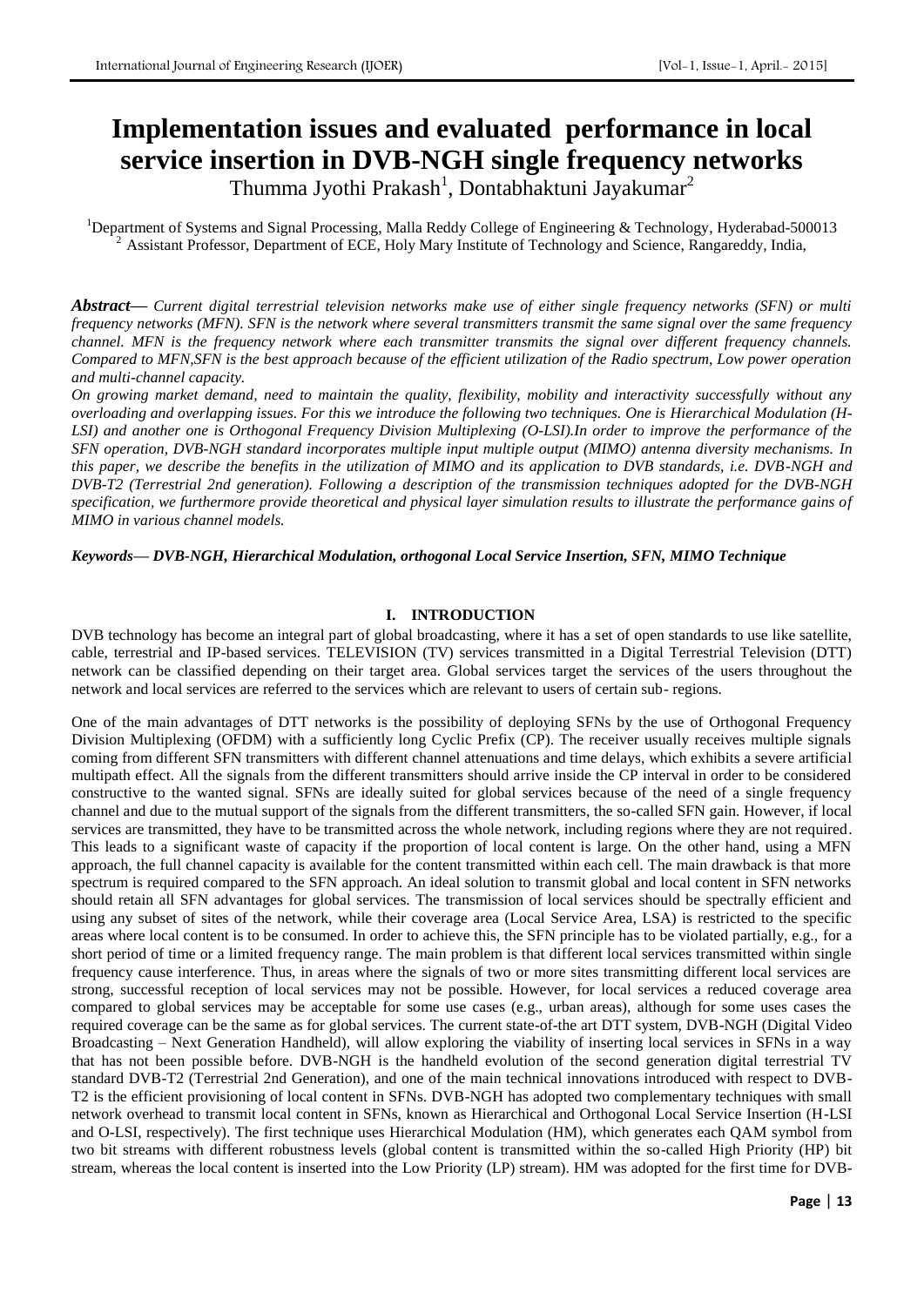# Implementation issues and evaluated performance in local service insertion in DVB-NGH single frequency networks

Thumma Jyothi Prakash[1], Dontabhaktuni Jayakumar[2]

[1]Department of Systems and Signal Processing, Malla Reddy College of Engineering & Technology, Hyderabad-500013
[2] Assistant Professor, Department of ECE, Holy Mary Institute of Technology and Science, Rangareddy, India,

***Abstract***— *Current digital terrestrial television networks make use of either single frequency networks (SFN) or multi frequency networks (MFN). SFN is the network where several transmitters transmit the same signal over the same frequency channel. MFN is the frequency network where each transmitter transmits the signal over different frequency channels. Compared to MFN,SFN is the best approach because of the efficient utilization of the Radio spectrum, Low power operation and multi-channel capacity.*

*On growing market demand, need to maintain the quality, flexibility, mobility and interactivity successfully without any overloading and overlapping issues. For this we introduce the following two techniques. One is Hierarchical Modulation (H-LSI) and another one is Orthogonal Frequency Division Multiplexing (O-LSI).In order to improve the performance of the SFN operation, DVB-NGH standard incorporates multiple input multiple output (MIMO) antenna diversity mechanisms. In this paper, we describe the benefits in the utilization of MIMO and its application to DVB standards, i.e. DVB-NGH and DVB-T2 (Terrestrial 2nd generation). Following a description of the transmission techniques adopted for the DVB-NGH specification, we furthermore provide theoretical and physical layer simulation results to illustrate the performance gains of MIMO in various channel models.*

***Keywords— DVB-NGH, Hierarchical Modulation, orthogonal Local Service Insertion, SFN, MIMO Technique***

## I. INTRODUCTION

DVB technology has become an integral part of global broadcasting, where it has a set of open standards to use like satellite, cable, terrestrial and IP-based services. TELEVISION (TV) services transmitted in a Digital Terrestrial Television (DTT) network can be classified depending on their target area. Global services target the services of the users throughout the network and local services are referred to the services which are relevant to users of certain sub- regions.

One of the main advantages of DTT networks is the possibility of deploying SFNs by the use of Orthogonal Frequency Division Multiplexing (OFDM) with a sufficiently long Cyclic Prefix (CP). The receiver usually receives multiple signals coming from different SFN transmitters with different channel attenuations and time delays, which exhibits a severe artificial multipath effect. All the signals from the different transmitters should arrive inside the CP interval in order to be considered constructive to the wanted signal. SFNs are ideally suited for global services because of the need of a single frequency channel and due to the mutual support of the signals from the different transmitters, the so-called SFN gain. However, if local services are transmitted, they have to be transmitted across the whole network, including regions where they are not required. This leads to a significant waste of capacity if the proportion of local content is large. On the other hand, using a MFN approach, the full channel capacity is available for the content transmitted within each cell. The main drawback is that more spectrum is required compared to the SFN approach. An ideal solution to transmit global and local content in SFN networks should retain all SFN advantages for global services. The transmission of local services should be spectrally efficient and using any subset of sites of the network, while their coverage area (Local Service Area, LSA) is restricted to the specific areas where local content is to be consumed. In order to achieve this, the SFN principle has to be violated partially, e.g., for a short period of time or a limited frequency range. The main problem is that different local services transmitted within single frequency cause interference. Thus, in areas where the signals of two or more sites transmitting different local services are strong, successful reception of local services may not be possible. However, for local services a reduced coverage area compared to global services may be acceptable for some use cases (e.g., urban areas), although for some uses cases the required coverage can be the same as for global services. The current state-of-the art DTT system, DVB-NGH (Digital Video Broadcasting – Next Generation Handheld), will allow exploring the viability of inserting local services in SFNs in a way that has not been possible before. DVB-NGH is the handheld evolution of the second generation digital terrestrial TV standard DVB-T2 (Terrestrial 2nd Generation), and one of the main technical innovations introduced with respect to DVB-T2 is the efficient provisioning of local content in SFNs. DVB-NGH has adopted two complementary techniques with small network overhead to transmit local content in SFNs, known as Hierarchical and Orthogonal Local Service Insertion (H-LSI and O-LSI, respectively). The first technique uses Hierarchical Modulation (HM), which generates each QAM symbol from two bit streams with different robustness levels (global content is transmitted within the so-called High Priority (HP) bit stream, whereas the local content is inserted into the Low Priority (LP) stream). HM was adopted for the first time for DVB-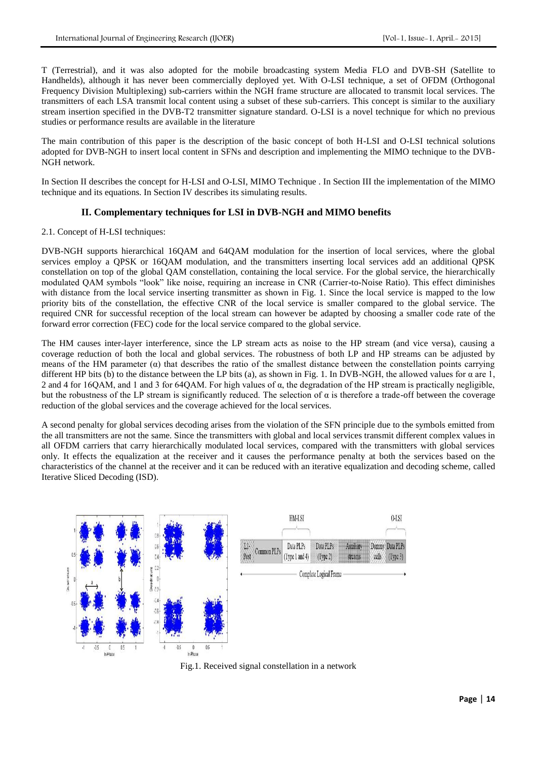T (Terrestrial), and it was also adopted for the mobile broadcasting system Media FLO and DVB-SH (Satellite to Handhelds), although it has never been commercially deployed yet. With O-LSI technique, a set of OFDM (Orthogonal Frequency Division Multiplexing) sub-carriers within the NGH frame structure are allocated to transmit local services. The transmitters of each LSA transmit local content using a subset of these sub-carriers. This concept is similar to the auxiliary stream insertion specified in the DVB-T2 transmitter signature standard. O-LSI is a novel technique for which no previous studies or performance results are available in the literature

The main contribution of this paper is the description of the basic concept of both H-LSI and O-LSI technical solutions adopted for DVB-NGH to insert local content in SFNs and description and implementing the MIMO technique to the DVB-NGH network.

In Section II describes the concept for H-LSI and O-LSI, MIMO Technique . In Section III the implementation of the MIMO technique and its equations. In Section IV describes its simulating results.

## II. Complementary techniques for LSI in DVB-NGH and MIMO benefits

2.1. Concept of H-LSI techniques:

DVB-NGH supports hierarchical 16QAM and 64QAM modulation for the insertion of local services, where the global services employ a QPSK or 16QAM modulation, and the transmitters inserting local services add an additional QPSK constellation on top of the global QAM constellation, containing the local service. For the global service, the hierarchically modulated QAM symbols "look" like noise, requiring an increase in CNR (Carrier-to-Noise Ratio). This effect diminishes with distance from the local service inserting transmitter as shown in Fig. 1. Since the local service is mapped to the low priority bits of the constellation, the effective CNR of the local service is smaller compared to the global service. The required CNR for successful reception of the local stream can however be adapted by choosing a smaller code rate of the forward error correction (FEC) code for the local service compared to the global service.

The HM causes inter-layer interference, since the LP stream acts as noise to the HP stream (and vice versa), causing a coverage reduction of both the local and global services. The robustness of both LP and HP streams can be adjusted by means of the HM parameter (α) that describes the ratio of the smallest distance between the constellation points carrying different HP bits (b) to the distance between the LP bits (a), as shown in Fig. 1. In DVB-NGH, the allowed values for α are 1, 2 and 4 for 16QAM, and 1 and 3 for 64QAM. For high values of α, the degradation of the HP stream is practically negligible, but the robustness of the LP stream is significantly reduced. The selection of α is therefore a trade-off between the coverage reduction of the global services and the coverage achieved for the local services.

A second penalty for global services decoding arises from the violation of the SFN principle due to the symbols emitted from the all transmitters are not the same. Since the transmitters with global and local services transmit different complex values in all OFDM carriers that carry hierarchically modulated local services, compared with the transmitters with global services only. It effects the equalization at the receiver and it causes the performance penalty at both the services based on the characteristics of the channel at the receiver and it can be reduced with an iterative equalization and decoding scheme, called Iterative Sliced Decoding (ISD).

| L1-Post | Common PLPs | Data PLPs (Type 1 and 4) | Data PLPs (Type 2) | Auxiliary streams | Dummy cells | Data PLPs (Type 3) |
|---|---|---|---|---|---|---|

HM-LSI: Data PLPs (Type 1 and 4); O-LSI: Data PLPs (Type 3); Complete Logical Frame

Fig.1. Received signal constellation in a network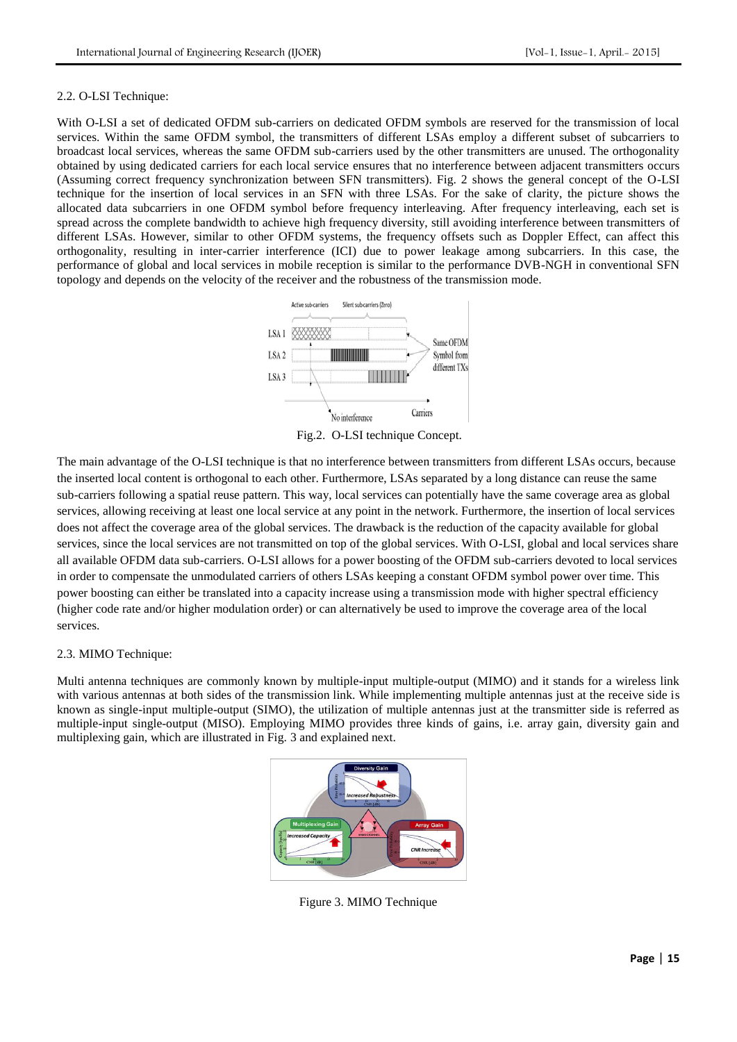### 2.2. O-LSI Technique:

With O-LSI a set of dedicated OFDM sub-carriers on dedicated OFDM symbols are reserved for the transmission of local services. Within the same OFDM symbol, the transmitters of different LSAs employ a different subset of subcarriers to broadcast local services, whereas the same OFDM sub-carriers used by the other transmitters are unused. The orthogonality obtained by using dedicated carriers for each local service ensures that no interference between adjacent transmitters occurs (Assuming correct frequency synchronization between SFN transmitters). Fig. 2 shows the general concept of the O-LSI technique for the insertion of local services in an SFN with three LSAs. For the sake of clarity, the picture shows the allocated data subcarriers in one OFDM symbol before frequency interleaving. After frequency interleaving, each set is spread across the complete bandwidth to achieve high frequency diversity, still avoiding interference between transmitters of different LSAs. However, similar to other OFDM systems, the frequency offsets such as Doppler Effect, can affect this orthogonality, resulting in inter-carrier interference (ICI) due to power leakage among subcarriers. In this case, the performance of global and local services in mobile reception is similar to the performance DVB-NGH in conventional SFN topology and depends on the velocity of the receiver and the robustness of the transmission mode.

Fig.2. O-LSI technique Concept.

The main advantage of the O-LSI technique is that no interference between transmitters from different LSAs occurs, because the inserted local content is orthogonal to each other. Furthermore, LSAs separated by a long distance can reuse the same sub-carriers following a spatial reuse pattern. This way, local services can potentially have the same coverage area as global services, allowing receiving at least one local service at any point in the network. Furthermore, the insertion of local services does not affect the coverage area of the global services. The drawback is the reduction of the capacity available for global services, since the local services are not transmitted on top of the global services. With O-LSI, global and local services share all available OFDM data sub-carriers. O-LSI allows for a power boosting of the OFDM sub-carriers devoted to local services in order to compensate the unmodulated carriers of others LSAs keeping a constant OFDM symbol power over time. This power boosting can either be translated into a capacity increase using a transmission mode with higher spectral efficiency (higher code rate and/or higher modulation order) or can alternatively be used to improve the coverage area of the local services.

### 2.3. MIMO Technique:

Multi antenna techniques are commonly known by multiple-input multiple-output (MIMO) and it stands for a wireless link with various antennas at both sides of the transmission link. While implementing multiple antennas just at the receive side is known as single-input multiple-output (SIMO), the utilization of multiple antennas just at the transmitter side is referred as multiple-input single-output (MISO). Employing MIMO provides three kinds of gains, i.e. array gain, diversity gain and multiplexing gain, which are illustrated in Fig. 3 and explained next.

Figure 3. MIMO Technique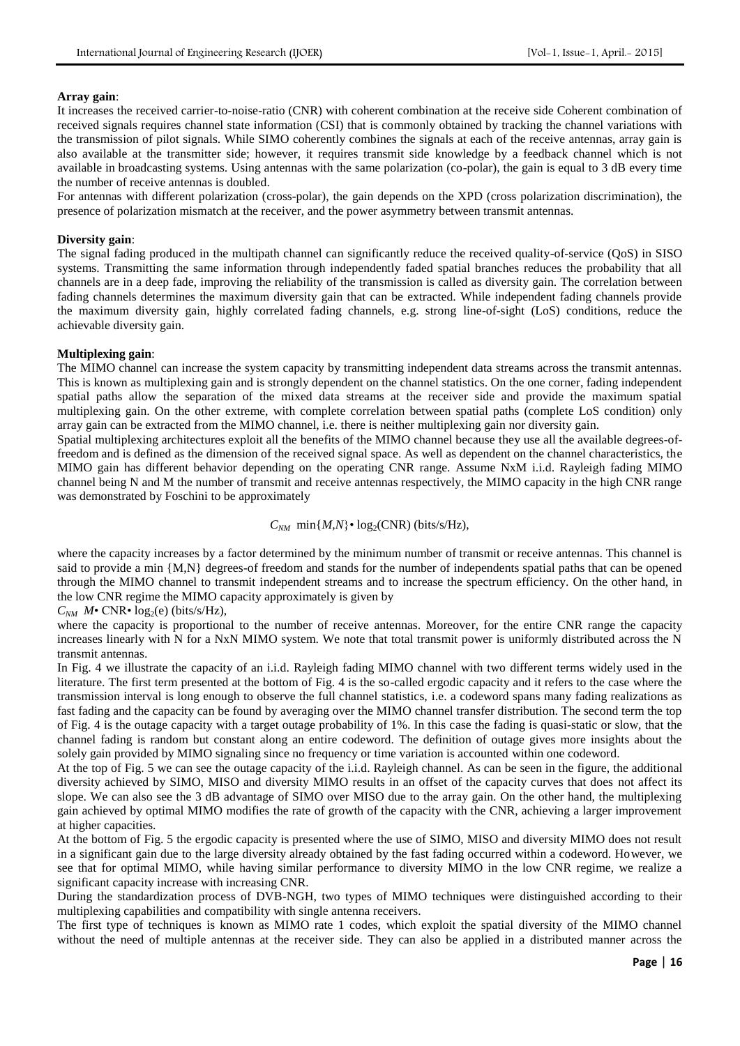**Array gain**:

It increases the received carrier-to-noise-ratio (CNR) with coherent combination at the receive side Coherent combination of received signals requires channel state information (CSI) that is commonly obtained by tracking the channel variations with the transmission of pilot signals. While SIMO coherently combines the signals at each of the receive antennas, array gain is also available at the transmitter side; however, it requires transmit side knowledge by a feedback channel which is not available in broadcasting systems. Using antennas with the same polarization (co-polar), the gain is equal to 3 dB every time the number of receive antennas is doubled.

For antennas with different polarization (cross-polar), the gain depends on the XPD (cross polarization discrimination), the presence of polarization mismatch at the receiver, and the power asymmetry between transmit antennas.

**Diversity gain**:

The signal fading produced in the multipath channel can significantly reduce the received quality-of-service (QoS) in SISO systems. Transmitting the same information through independently faded spatial branches reduces the probability that all channels are in a deep fade, improving the reliability of the transmission is called as diversity gain. The correlation between fading channels determines the maximum diversity gain that can be extracted. While independent fading channels provide the maximum diversity gain, highly correlated fading channels, e.g. strong line-of-sight (LoS) conditions, reduce the achievable diversity gain.

**Multiplexing gain**:

The MIMO channel can increase the system capacity by transmitting independent data streams across the transmit antennas. This is known as multiplexing gain and is strongly dependent on the channel statistics. On the one corner, fading independent spatial paths allow the separation of the mixed data streams at the receiver side and provide the maximum spatial multiplexing gain. On the other extreme, with complete correlation between spatial paths (complete LoS condition) only array gain can be extracted from the MIMO channel, i.e. there is neither multiplexing gain nor diversity gain.

Spatial multiplexing architectures exploit all the benefits of the MIMO channel because they use all the available degrees-of-freedom and is defined as the dimension of the received signal space. As well as dependent on the channel characteristics, the MIMO gain has different behavior depending on the operating CNR range. Assume NxM i.i.d. Rayleigh fading MIMO channel being N and M the number of transmit and receive antennas respectively, the MIMO capacity in the high CNR range was demonstrated by Foschini to be approximately

$$C_{NM} \; \min\{M,N\} \cdot \log_2(\text{CNR}) \text{ (bits/s/Hz)},$$

where the capacity increases by a factor determined by the minimum number of transmit or receive antennas. This channel is said to provide a min {M,N} degrees-of freedom and stands for the number of independents spatial paths that can be opened through the MIMO channel to transmit independent streams and to increase the spectrum efficiency. On the other hand, in the low CNR regime the MIMO capacity approximately is given by

$C_{NM} \; M \cdot \text{CNR} \cdot \log_2(e)$ (bits/s/Hz),

where the capacity is proportional to the number of receive antennas. Moreover, for the entire CNR range the capacity increases linearly with N for a NxN MIMO system. We note that total transmit power is uniformly distributed across the N transmit antennas.

In Fig. 4 we illustrate the capacity of an i.i.d. Rayleigh fading MIMO channel with two different terms widely used in the literature. The first term presented at the bottom of Fig. 4 is the so-called ergodic capacity and it refers to the case where the transmission interval is long enough to observe the full channel statistics, i.e. a codeword spans many fading realizations as fast fading and the capacity can be found by averaging over the MIMO channel transfer distribution. The second term the top of Fig. 4 is the outage capacity with a target outage probability of 1%. In this case the fading is quasi-static or slow, that the channel fading is random but constant along an entire codeword. The definition of outage gives more insights about the solely gain provided by MIMO signaling since no frequency or time variation is accounted within one codeword.

At the top of Fig. 5 we can see the outage capacity of the i.i.d. Rayleigh channel. As can be seen in the figure, the additional diversity achieved by SIMO, MISO and diversity MIMO results in an offset of the capacity curves that does not affect its slope. We can also see the 3 dB advantage of SIMO over MISO due to the array gain. On the other hand, the multiplexing gain achieved by optimal MIMO modifies the rate of growth of the capacity with the CNR, achieving a larger improvement at higher capacities.

At the bottom of Fig. 5 the ergodic capacity is presented where the use of SIMO, MISO and diversity MIMO does not result in a significant gain due to the large diversity already obtained by the fast fading occurred within a codeword. However, we see that for optimal MIMO, while having similar performance to diversity MIMO in the low CNR regime, we realize a significant capacity increase with increasing CNR.

During the standardization process of DVB-NGH, two types of MIMO techniques were distinguished according to their multiplexing capabilities and compatibility with single antenna receivers.

The first type of techniques is known as MIMO rate 1 codes, which exploit the spatial diversity of the MIMO channel without the need of multiple antennas at the receiver side. They can also be applied in a distributed manner across the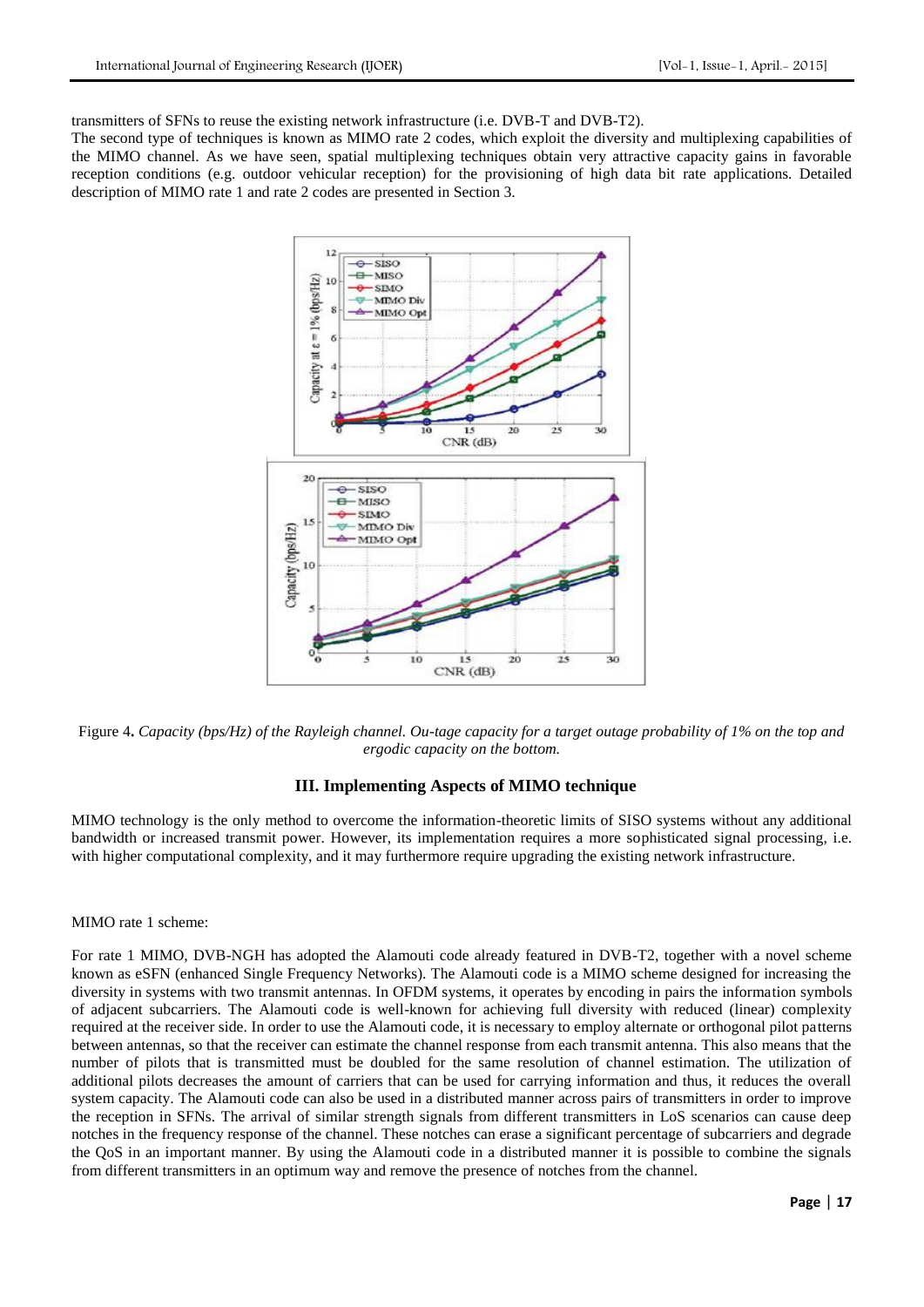transmitters of SFNs to reuse the existing network infrastructure (i.e. DVB-T and DVB-T2).

The second type of techniques is known as MIMO rate 2 codes, which exploit the diversity and multiplexing capabilities of the MIMO channel. As we have seen, spatial multiplexing techniques obtain very attractive capacity gains in favorable reception conditions (e.g. outdoor vehicular reception) for the provisioning of high data bit rate applications. Detailed description of MIMO rate 1 and rate 2 codes are presented in Section 3.

Figure 4**.** *Capacity (bps/Hz) of the Rayleigh channel. Ou-tage capacity for a target outage probability of 1% on the top and ergodic capacity on the bottom.*

## III. Implementing Aspects of MIMO technique

MIMO technology is the only method to overcome the information-theoretic limits of SISO systems without any additional bandwidth or increased transmit power. However, its implementation requires a more sophisticated signal processing, i.e. with higher computational complexity, and it may furthermore require upgrading the existing network infrastructure.

MIMO rate 1 scheme:

For rate 1 MIMO, DVB-NGH has adopted the Alamouti code already featured in DVB-T2, together with a novel scheme known as eSFN (enhanced Single Frequency Networks). The Alamouti code is a MIMO scheme designed for increasing the diversity in systems with two transmit antennas. In OFDM systems, it operates by encoding in pairs the information symbols of adjacent subcarriers. The Alamouti code is well-known for achieving full diversity with reduced (linear) complexity required at the receiver side. In order to use the Alamouti code, it is necessary to employ alternate or orthogonal pilot patterns between antennas, so that the receiver can estimate the channel response from each transmit antenna. This also means that the number of pilots that is transmitted must be doubled for the same resolution of channel estimation. The utilization of additional pilots decreases the amount of carriers that can be used for carrying information and thus, it reduces the overall system capacity. The Alamouti code can also be used in a distributed manner across pairs of transmitters in order to improve the reception in SFNs. The arrival of similar strength signals from different transmitters in LoS scenarios can cause deep notches in the frequency response of the channel. These notches can erase a significant percentage of subcarriers and degrade the QoS in an important manner. By using the Alamouti code in a distributed manner it is possible to combine the signals from different transmitters in an optimum way and remove the presence of notches from the channel.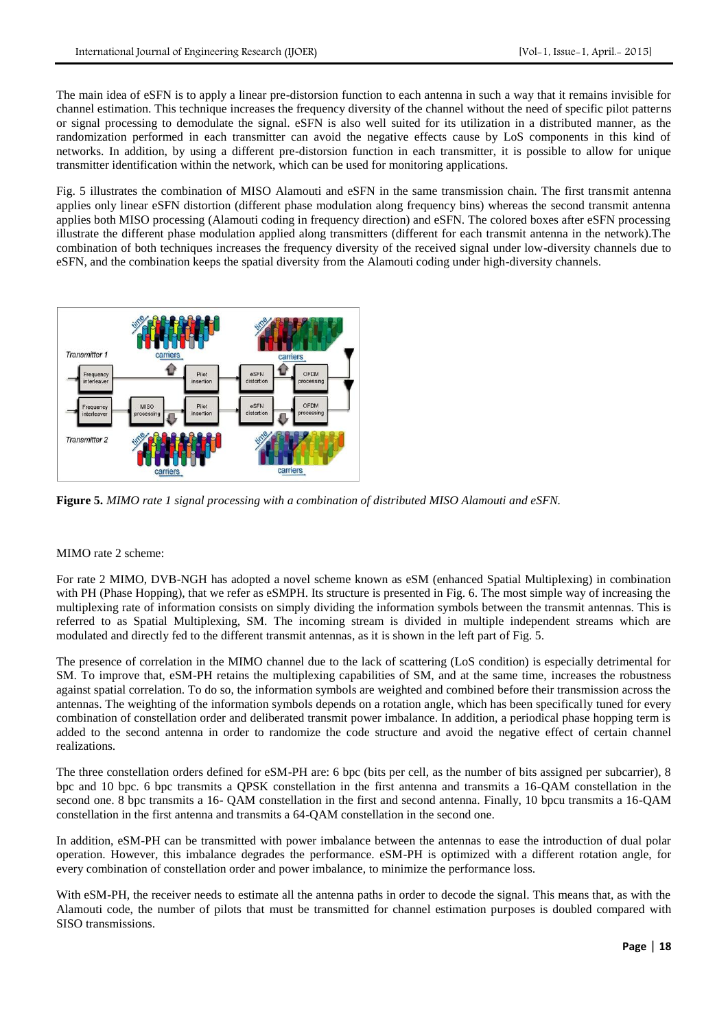The main idea of eSFN is to apply a linear pre-distorsion function to each antenna in such a way that it remains invisible for channel estimation. This technique increases the frequency diversity of the channel without the need of specific pilot patterns or signal processing to demodulate the signal. eSFN is also well suited for its utilization in a distributed manner, as the randomization performed in each transmitter can avoid the negative effects cause by LoS components in this kind of networks. In addition, by using a different pre-distorsion function in each transmitter, it is possible to allow for unique transmitter identification within the network, which can be used for monitoring applications.

Fig. 5 illustrates the combination of MISO Alamouti and eSFN in the same transmission chain. The first transmit antenna applies only linear eSFN distortion (different phase modulation along frequency bins) whereas the second transmit antenna applies both MISO processing (Alamouti coding in frequency direction) and eSFN. The colored boxes after eSFN processing illustrate the different phase modulation applied along transmitters (different for each transmit antenna in the network).The combination of both techniques increases the frequency diversity of the received signal under low-diversity channels due to eSFN, and the combination keeps the spatial diversity from the Alamouti coding under high-diversity channels.

**Figure 5.** *MIMO rate 1 signal processing with a combination of distributed MISO Alamouti and eSFN.*

MIMO rate 2 scheme:

For rate 2 MIMO, DVB-NGH has adopted a novel scheme known as eSM (enhanced Spatial Multiplexing) in combination with PH (Phase Hopping), that we refer as eSMPH. Its structure is presented in Fig. 6. The most simple way of increasing the multiplexing rate of information consists on simply dividing the information symbols between the transmit antennas. This is referred to as Spatial Multiplexing, SM. The incoming stream is divided in multiple independent streams which are modulated and directly fed to the different transmit antennas, as it is shown in the left part of Fig. 5.

The presence of correlation in the MIMO channel due to the lack of scattering (LoS condition) is especially detrimental for SM. To improve that, eSM-PH retains the multiplexing capabilities of SM, and at the same time, increases the robustness against spatial correlation. To do so, the information symbols are weighted and combined before their transmission across the antennas. The weighting of the information symbols depends on a rotation angle, which has been specifically tuned for every combination of constellation order and deliberated transmit power imbalance. In addition, a periodical phase hopping term is added to the second antenna in order to randomize the code structure and avoid the negative effect of certain channel realizations.

The three constellation orders defined for eSM-PH are: 6 bpc (bits per cell, as the number of bits assigned per subcarrier), 8 bpc and 10 bpc. 6 bpc transmits a QPSK constellation in the first antenna and transmits a 16-QAM constellation in the second one. 8 bpc transmits a 16- QAM constellation in the first and second antenna. Finally, 10 bpcu transmits a 16-QAM constellation in the first antenna and transmits a 64-QAM constellation in the second one.

In addition, eSM-PH can be transmitted with power imbalance between the antennas to ease the introduction of dual polar operation. However, this imbalance degrades the performance. eSM-PH is optimized with a different rotation angle, for every combination of constellation order and power imbalance, to minimize the performance loss.

With eSM-PH, the receiver needs to estimate all the antenna paths in order to decode the signal. This means that, as with the Alamouti code, the number of pilots that must be transmitted for channel estimation purposes is doubled compared with SISO transmissions.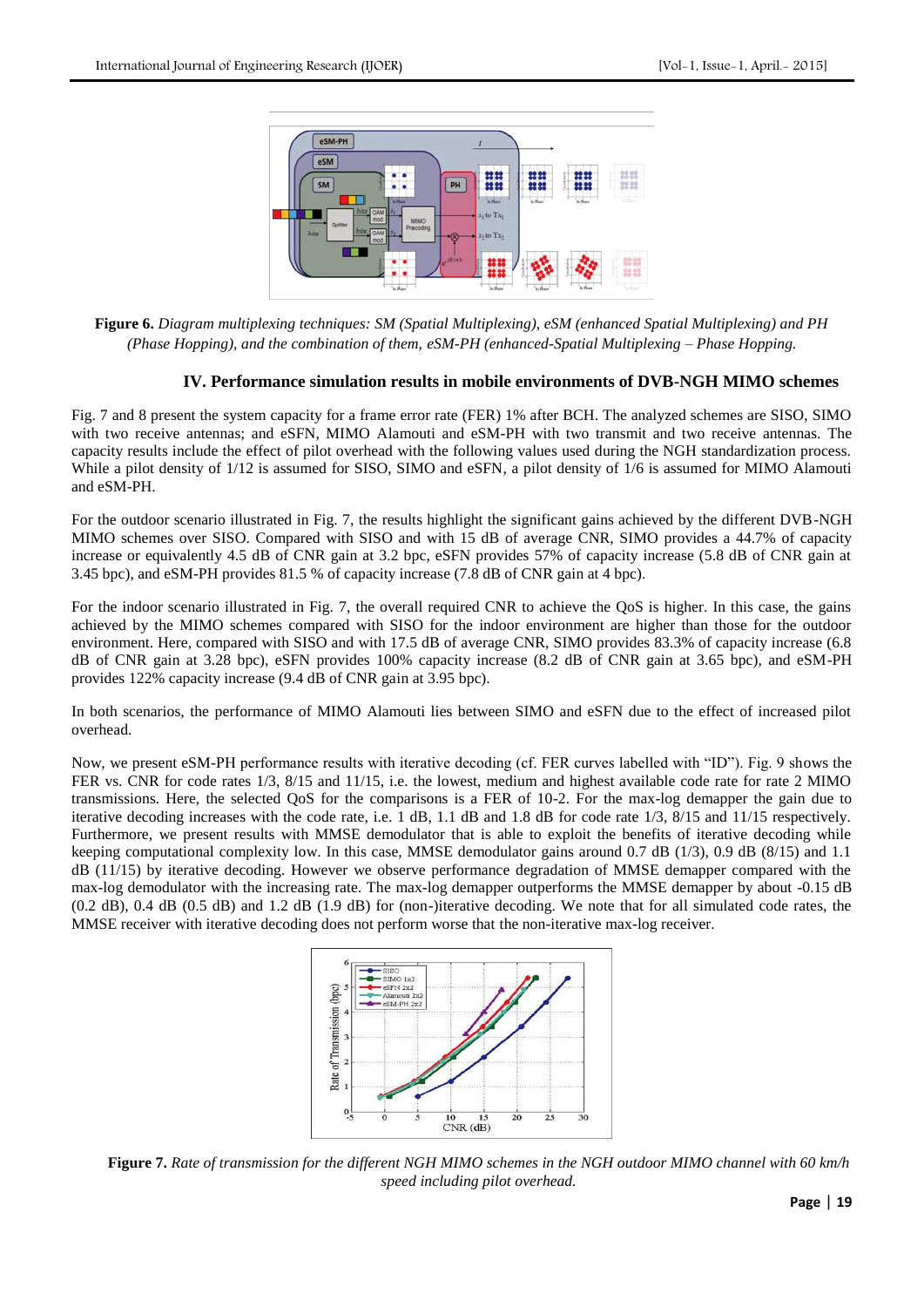**Figure 6.** *Diagram multiplexing techniques: SM (Spatial Multiplexing), eSM (enhanced Spatial Multiplexing) and PH (Phase Hopping), and the combination of them, eSM-PH (enhanced-Spatial Multiplexing – Phase Hopping.*

## IV. Performance simulation results in mobile environments of DVB-NGH MIMO schemes

Fig. 7 and 8 present the system capacity for a frame error rate (FER) 1% after BCH. The analyzed schemes are SISO, SIMO with two receive antennas; and eSFN, MIMO Alamouti and eSM-PH with two transmit and two receive antennas. The capacity results include the effect of pilot overhead with the following values used during the NGH standardization process. While a pilot density of 1/12 is assumed for SISO, SIMO and eSFN, a pilot density of 1/6 is assumed for MIMO Alamouti and eSM-PH.

For the outdoor scenario illustrated in Fig. 7, the results highlight the significant gains achieved by the different DVB-NGH MIMO schemes over SISO. Compared with SISO and with 15 dB of average CNR, SIMO provides a 44.7% of capacity increase or equivalently 4.5 dB of CNR gain at 3.2 bpc, eSFN provides 57% of capacity increase (5.8 dB of CNR gain at 3.45 bpc), and eSM-PH provides 81.5 % of capacity increase (7.8 dB of CNR gain at 4 bpc).

For the indoor scenario illustrated in Fig. 7, the overall required CNR to achieve the QoS is higher. In this case, the gains achieved by the MIMO schemes compared with SISO for the indoor environment are higher than those for the outdoor environment. Here, compared with SISO and with 17.5 dB of average CNR, SIMO provides 83.3% of capacity increase (6.8 dB of CNR gain at 3.28 bpc), eSFN provides 100% capacity increase (8.2 dB of CNR gain at 3.65 bpc), and eSM-PH provides 122% capacity increase (9.4 dB of CNR gain at 3.95 bpc).

In both scenarios, the performance of MIMO Alamouti lies between SIMO and eSFN due to the effect of increased pilot overhead.

Now, we present eSM-PH performance results with iterative decoding (cf. FER curves labelled with "ID"). Fig. 9 shows the FER vs. CNR for code rates 1/3, 8/15 and 11/15, i.e. the lowest, medium and highest available code rate for rate 2 MIMO transmissions. Here, the selected QoS for the comparisons is a FER of 10-2. For the max-log demapper the gain due to iterative decoding increases with the code rate, i.e. 1 dB, 1.1 dB and 1.8 dB for code rate 1/3, 8/15 and 11/15 respectively. Furthermore, we present results with MMSE demodulator that is able to exploit the benefits of iterative decoding while keeping computational complexity low. In this case, MMSE demodulator gains around 0.7 dB (1/3), 0.9 dB (8/15) and 1.1 dB (11/15) by iterative decoding. However we observe performance degradation of MMSE demapper compared with the max-log demodulator with the increasing rate. The max-log demapper outperforms the MMSE demapper by about -0.15 dB (0.2 dB), 0.4 dB (0.5 dB) and 1.2 dB (1.9 dB) for (non-)iterative decoding. We note that for all simulated code rates, the MMSE receiver with iterative decoding does not perform worse that the non-iterative max-log receiver.

**Figure 7.** *Rate of transmission for the different NGH MIMO schemes in the NGH outdoor MIMO channel with 60 km/h speed including pilot overhead.*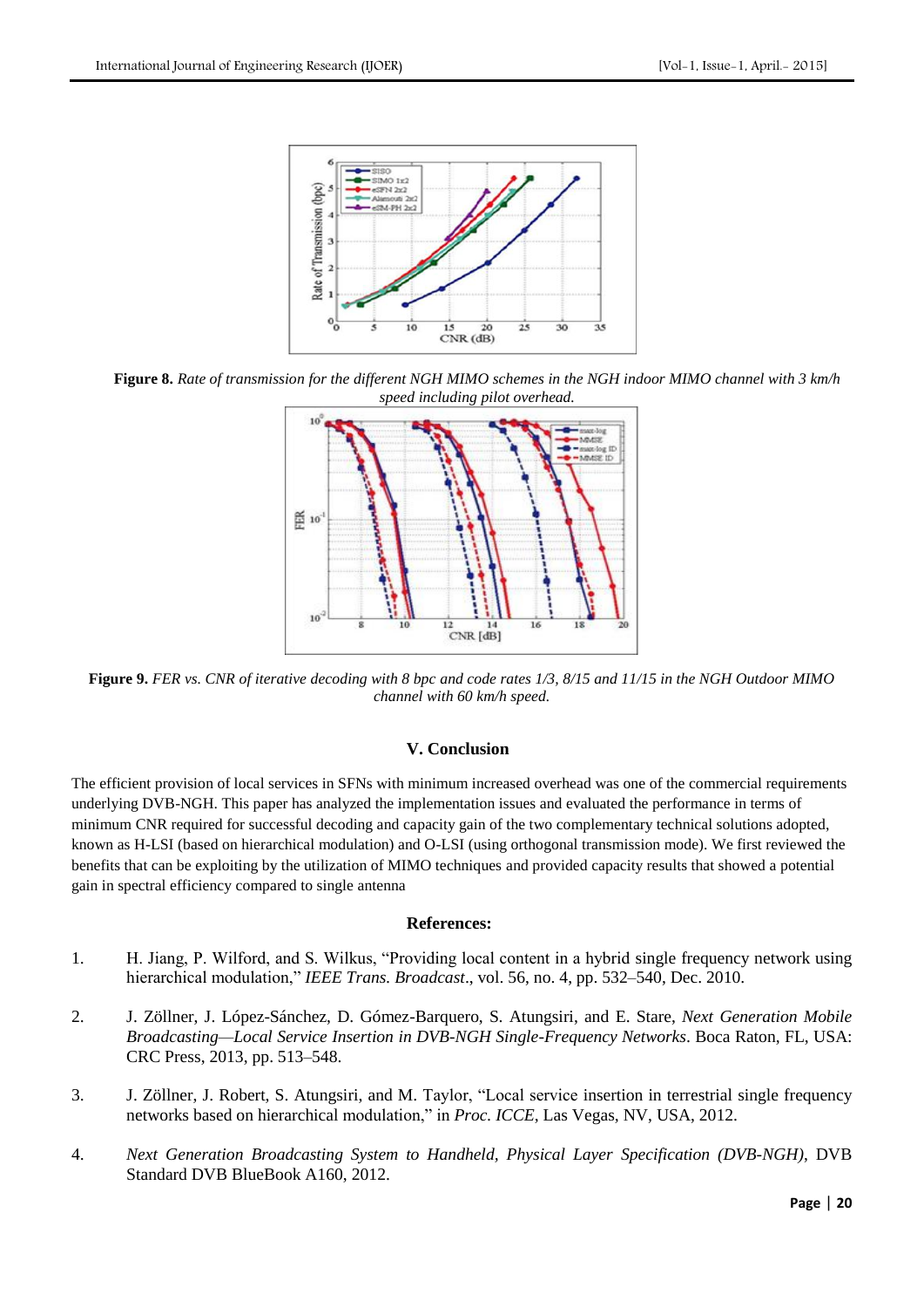Rate of Transmission (bpc)

CNR (dB)

SISO
SIMO 1x2
eSFN 2x2
Alamouti 2x2
eSM-PH 2x2

**Figure 8.** *Rate of transmission for the different NGH MIMO schemes in the NGH indoor MIMO channel with 3 km/h speed including pilot overhead.*

FER

CNR [dB]

max-log
MMSE
max-log ID
MMSE ID

**Figure 9.** *FER vs. CNR of iterative decoding with 8 bpc and code rates 1/3, 8/15 and 11/15 in the NGH Outdoor MIMO channel with 60 km/h speed.*

## V. Conclusion

The efficient provision of local services in SFNs with minimum increased overhead was one of the commercial requirements underlying DVB-NGH. This paper has analyzed the implementation issues and evaluated the performance in terms of minimum CNR required for successful decoding and capacity gain of the two complementary technical solutions adopted, known as H-LSI (based on hierarchical modulation) and O-LSI (using orthogonal transmission mode). We first reviewed the benefits that can be exploiting by the utilization of MIMO techniques and provided capacity results that showed a potential gain in spectral efficiency compared to single antenna

## References:

1. H. Jiang, P. Wilford, and S. Wilkus, "Providing local content in a hybrid single frequency network using hierarchical modulation," *IEEE Trans. Broadcast*., vol. 56, no. 4, pp. 532–540, Dec. 2010.
2. J. Zöllner, J. López-Sánchez, D. Gómez-Barquero, S. Atungsiri, and E. Stare, *Next Generation Mobile Broadcasting—Local Service Insertion in DVB-NGH Single-Frequency Networks*. Boca Raton, FL, USA: CRC Press, 2013, pp. 513–548.
3. J. Zöllner, J. Robert, S. Atungsiri, and M. Taylor, "Local service insertion in terrestrial single frequency networks based on hierarchical modulation," in *Proc. ICCE*, Las Vegas, NV, USA, 2012.
4. *Next Generation Broadcasting System to Handheld, Physical Layer Specification (DVB-NGH)*, DVB Standard DVB BlueBook A160, 2012.